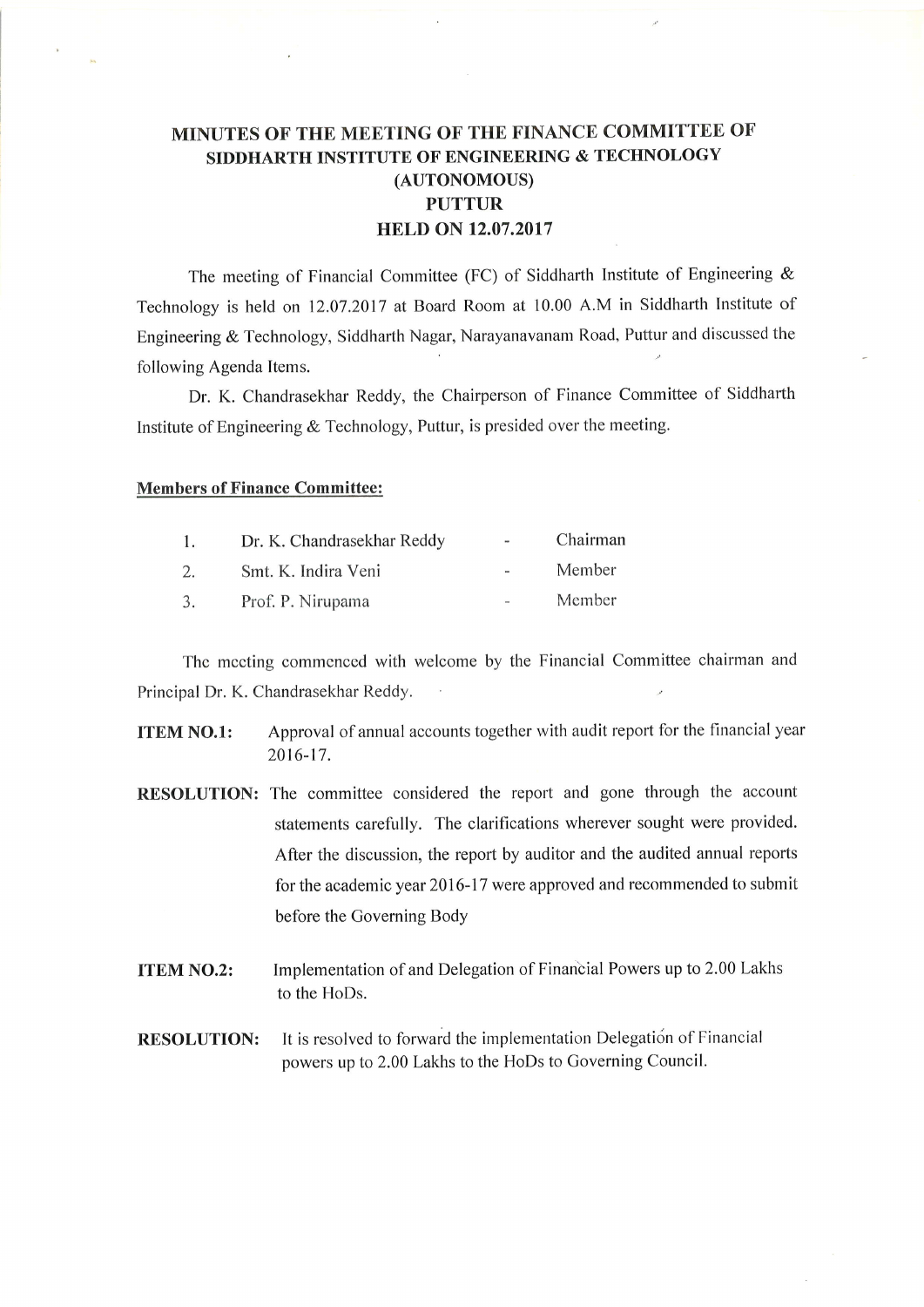# MINUTES OF THE MEETING OF THE FINANCE COMMITTEE OF SIDDHARTH INSTITUTE OF ENGINEERING & TECHNOLOGY (AUTONOMOUS) PUTTUR HELD ON 12.07.2017

The meeting of Financial Committee (FC) of Siddharth Institute of Engineering & Technology is held on 12.07.2017 at Board Room at 10.00 A.M in Siddharth Institute of Engineering & Technology, Siddharth Nagar, Narayanavanam Road, Puttur and discussed the following Agenda Items.

Dr. K. Chandrasekhar Reddy, the Chairperson of Finance Committee of Siddharth Institute of Engineering & Technology, Puttur, is presided over the meeting.

**Members of Finance Committee:**

1. Dr. K. Chandrasekhar Reddy - Chairman
2. Smt. K. Indira Veni - Member
3. Prof. P. Nirupama - Member

The meeting commenced with welcome by the Financial Committee chairman and Principal Dr. K. Chandrasekhar Reddy.

**ITEM NO.1:** Approval of annual accounts together with audit report for the financial year 2016-17.

**RESOLUTION:** The committee considered the report and gone through the account statements carefully. The clarifications wherever sought were provided. After the discussion, the report by auditor and the audited annual reports for the academic year 2016-17 were approved and recommended to submit before the Governing Body

**ITEM NO.2:** Implementation of and Delegation of Financial Powers up to 2.00 Lakhs to the HoDs.

**RESOLUTION:** It is resolved to forward the implementation Delegation of Financial powers up to 2.00 Lakhs to the HoDs to Governing Council.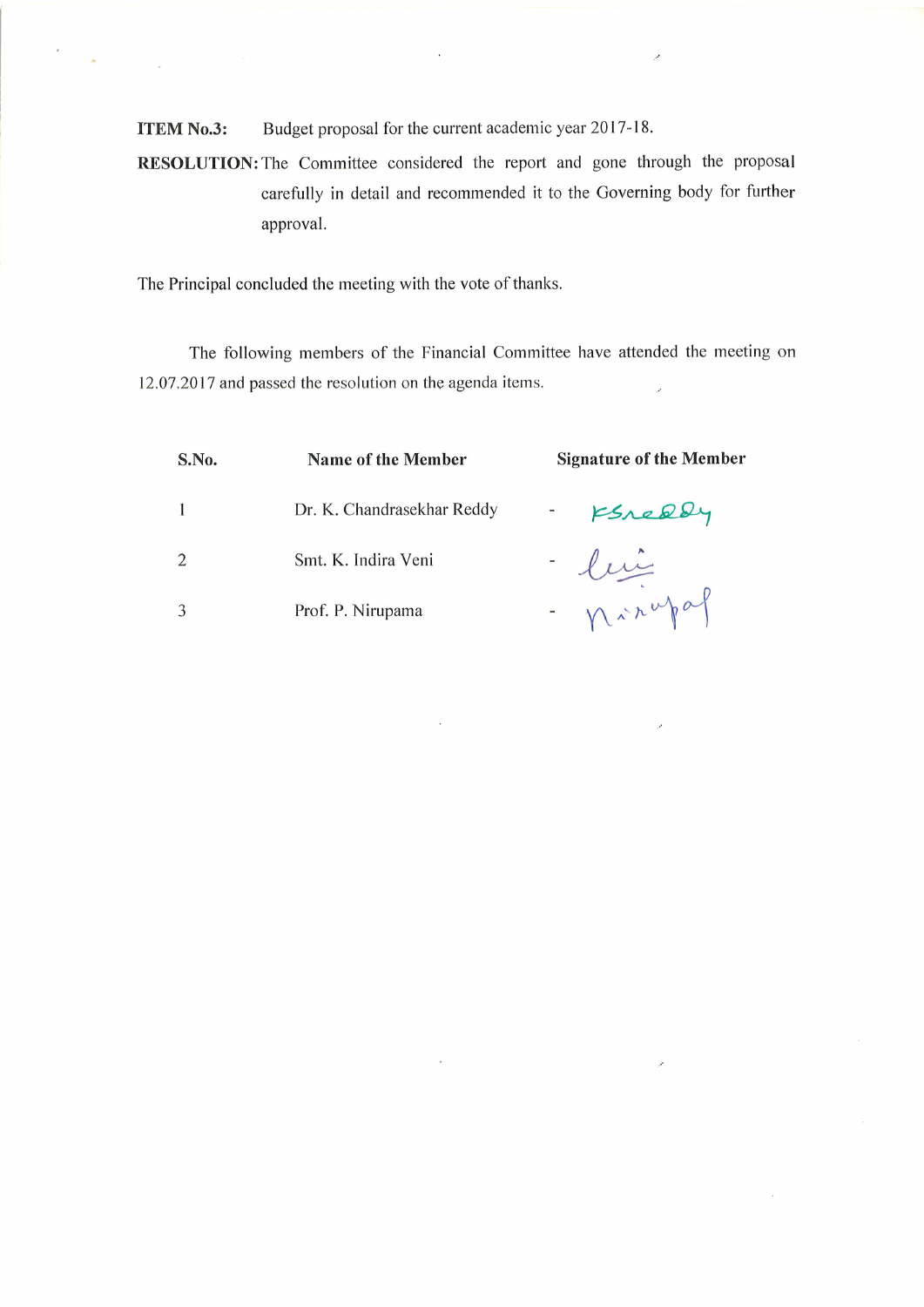**ITEM No.3:** Budget proposal for the current academic year 2017-18.

**RESOLUTION:** The Committee considered the report and gone through the proposal carefully in detail and recommended it to the Governing body for further approval.

The Principal concluded the meeting with the vote of thanks.

The following members of the Financial Committee have attended the meeting on 12.07.2017 and passed the resolution on the agenda items.

| S.No. | Name of the Member | Signature of the Member |
|---|---|---|
| 1 | Dr. K. Chandrasekhar Reddy | - KSreddy |
| 2 | Smt. K. Indira Veni | - (signed) |
| 3 | Prof. P. Nirupama | - Nirupam |